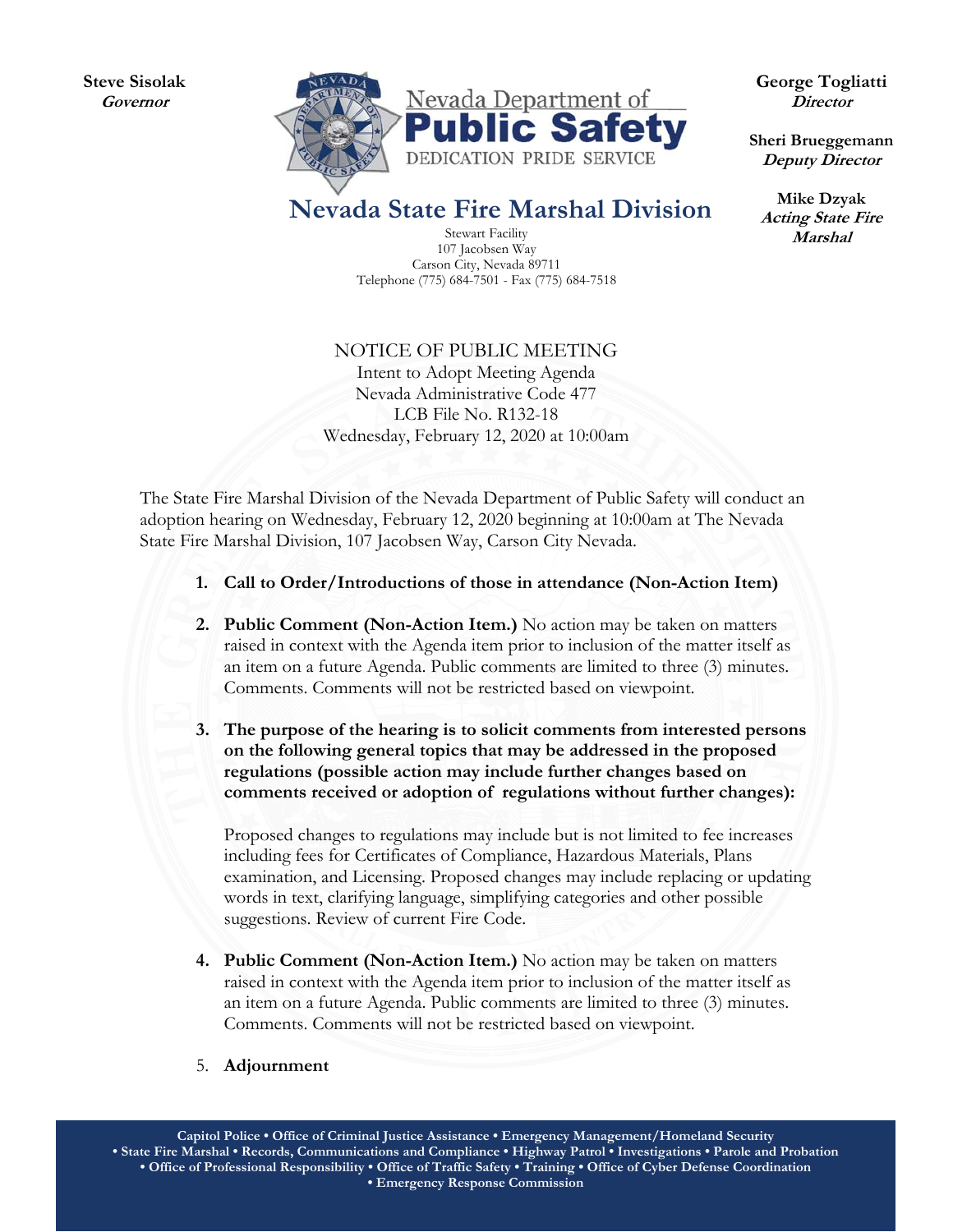**Steve Sisolak**
*Governor*

Nevada Department of
**Public Safety**
DEDICATION PRIDE SERVICE

**George Togliatti**
*Director*

**Sheri Brueggemann**
*Deputy Director*

**Mike Dzyak**
*Acting State Fire Marshal*

# Nevada State Fire Marshal Division

Stewart Facility
107 Jacobsen Way
Carson City, Nevada 89711
Telephone (775) 684-7501 - Fax (775) 684-7518

NOTICE OF PUBLIC MEETING
Intent to Adopt Meeting Agenda
Nevada Administrative Code 477
LCB File No. R132-18
Wednesday, February 12, 2020 at 10:00am

The State Fire Marshal Division of the Nevada Department of Public Safety will conduct an adoption hearing on Wednesday, February 12, 2020 beginning at 10:00am at The Nevada State Fire Marshal Division, 107 Jacobsen Way, Carson City Nevada.

1. **Call to Order/Introductions of those in attendance (Non-Action Item)**

2. **Public Comment (Non-Action Item.)** No action may be taken on matters raised in context with the Agenda item prior to inclusion of the matter itself as an item on a future Agenda. Public comments are limited to three (3) minutes. Comments. Comments will not be restricted based on viewpoint.

3. **The purpose of the hearing is to solicit comments from interested persons on the following general topics that may be addressed in the proposed regulations (possible action may include further changes based on comments received or adoption of regulations without further changes):**

   Proposed changes to regulations may include but is not limited to fee increases including fees for Certificates of Compliance, Hazardous Materials, Plans examination, and Licensing. Proposed changes may include replacing or updating words in text, clarifying language, simplifying categories and other possible suggestions. Review of current Fire Code.

4. **Public Comment (Non-Action Item.)** No action may be taken on matters raised in context with the Agenda item prior to inclusion of the matter itself as an item on a future Agenda. Public comments are limited to three (3) minutes. Comments. Comments will not be restricted based on viewpoint.

5. **Adjournment**

**Capitol Police • Office of Criminal Justice Assistance • Emergency Management/Homeland Security • State Fire Marshal • Records, Communications and Compliance • Highway Patrol • Investigations • Parole and Probation • Office of Professional Responsibility • Office of Traffic Safety • Training • Office of Cyber Defense Coordination • Emergency Response Commission**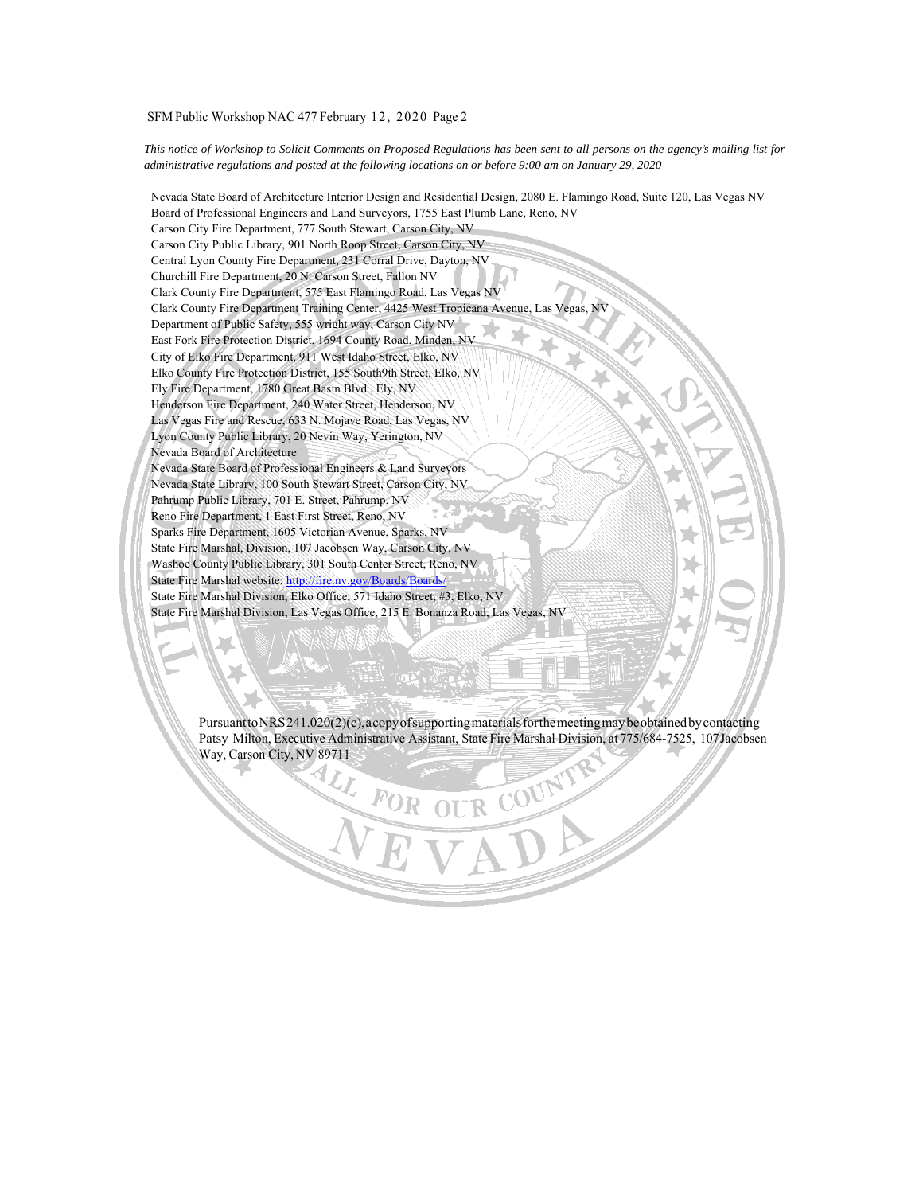*This notice of Workshop to Solicit Comments on Proposed Regulations has been sent to all persons on the agency's mailing list for administrative regulations and posted at the following locations on or before 9:00 am on January 29, 2020*

Nevada State Board of Architecture Interior Design and Residential Design, 2080 E. Flamingo Road, Suite 120, Las Vegas NV
Board of Professional Engineers and Land Surveyors, 1755 East Plumb Lane, Reno, NV
Carson City Fire Department, 777 South Stewart, Carson City, NV
Carson City Public Library, 901 North Roop Street, Carson City, NV
Central Lyon County Fire Department, 231 Corral Drive, Dayton, NV
Churchill Fire Department, 20 N. Carson Street, Fallon NV
Clark County Fire Department, 575 East Flamingo Road, Las Vegas NV
Clark County Fire Department Training Center, 4425 West Tropicana Avenue, Las Vegas, NV
Department of Public Safety, 555 wright way, Carson City NV
East Fork Fire Protection District, 1694 County Road, Minden, NV
City of Elko Fire Department, 911 West Idaho Street, Elko, NV
Elko County Fire Protection District, 155 South9th Street, Elko, NV
Ely Fire Department, 1780 Great Basin Blvd., Ely, NV
Henderson Fire Department, 240 Water Street, Henderson, NV
Las Vegas Fire and Rescue, 633 N. Mojave Road, Las Vegas, NV
Lyon County Public Library, 20 Nevin Way, Yerington, NV
Nevada Board of Architecture
Nevada State Board of Professional Engineers & Land Surveyors
Nevada State Library, 100 South Stewart Street, Carson City, NV
Pahrump Public Library, 701 E. Street, Pahrump, NV
Reno Fire Department, 1 East First Street, Reno, NV
Sparks Fire Department, 1605 Victorian Avenue, Sparks, NV
State Fire Marshal, Division, 107 Jacobsen Way, Carson City, NV
Washoe County Public Library, 301 South Center Street, Reno, NV
State Fire Marshal website: http://fire.nv.gov/Boards/Boards/
State Fire Marshal Division, Elko Office, 571 Idaho Street, #3, Elko, NV
State Fire Marshal Division, Las Vegas Office, 215 E. Bonanza Road, Las Vegas, NV

Pursuant to NRS 241.020(2)(c), a copy of supporting materials for the meeting may be obtained by contacting Patsy Milton, Executive Administrative Assistant, State Fire Marshal Division, at 775/684-7525, 107 Jacobsen Way, Carson City, NV 89711